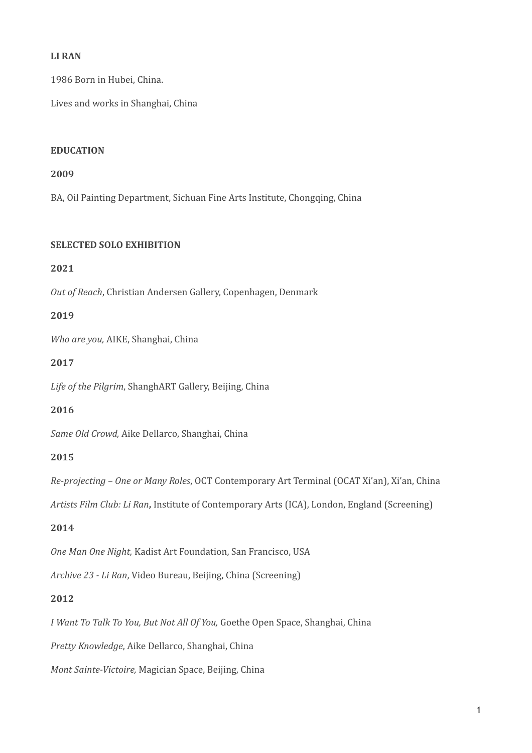**LI RAN**

1986 Born in Hubei, China.

Lives and works in Shanghai, China

**EDUCATION**

**2009**

BA, Oil Painting Department, Sichuan Fine Arts Institute, Chongqing, China

**SELECTED SOLO EXHIBITION**

**2021**

*Out of Reach*, Christian Andersen Gallery, Copenhagen, Denmark

**2019**

*Who are you,* AIKE, Shanghai, China

**2017**

*Life of the Pilgrim*, ShanghART Gallery, Beijing, China

**2016**

*Same Old Crowd,* Aike Dellarco, Shanghai, China

**2015**

*Re-projecting – One or Many Roles*, OCT Contemporary Art Terminal (OCAT Xi'an), Xi'an, China

*Artists Film Club: Li Ran***,** Institute of Contemporary Arts (ICA), London, England (Screening)

**2014**

*One Man One Night,* Kadist Art Foundation, San Francisco, USA

*Archive 23 - Li Ran*, Video Bureau, Beijing, China (Screening)

**2012**

*I Want To Talk To You, But Not All Of You,* Goethe Open Space, Shanghai, China

*Pretty Knowledge*, Aike Dellarco, Shanghai, China

*Mont Sainte-Victoire,* Magician Space, Beijing, China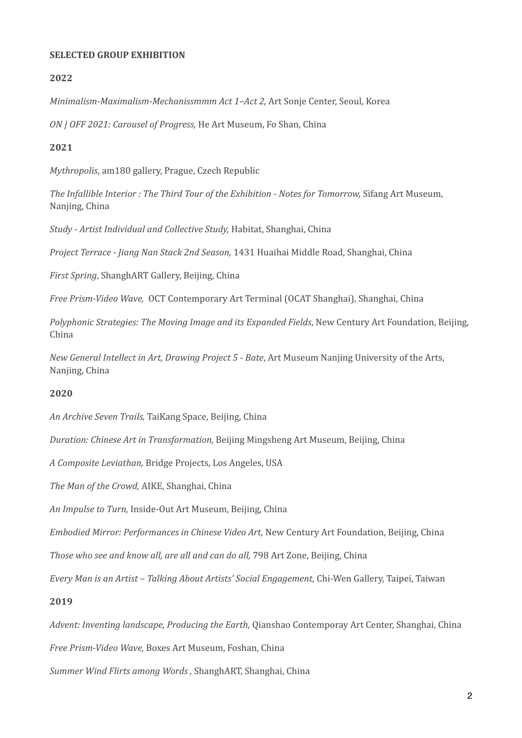**SELECTED GROUP EXHIBITION**

**2022**

*Minimalism-Maximalism-Mechanissmmm Act 1–Act 2,* Art Sonje Center, Seoul, Korea

*ON | OFF 2021: Carousel of Progress,* He Art Museum, Fo Shan, China

**2021**

*Mythropolis*, am180 gallery, Prague, Czech Republic

*The Infallible Interior : The Third Tour of the Exhibition - Notes for Tomorrow,* Sifang Art Museum, Nanjing, China

*Study - Artist Individual and Collective Study,* Habitat, Shanghai, China

*Project Terrace - Jiang Nan Stack 2nd Season,* 1431 Huaihai Middle Road, Shanghai, China

*First Spring*, ShanghART Gallery, Beijing, China

*Free Prism-Video Wave,* OCT Contemporary Art Terminal (OCAT Shanghai), Shanghai, China

*Polyphonic Strategies: The Moving Image and its Expanded Fields*, New Century Art Foundation, Beijing, China

*New General Intellect in Art, Drawing Project 5 - Bate*, Art Museum Nanjing University of the Arts, Nanjing, China

**2020**

*An Archive Seven Trails,* TaiKang Space, Beijing, China

*Duration: Chinese Art in Transformation,* Beijing Mingsheng Art Museum, Beijing, China

*A Composite Leviathan,* Bridge Projects, Los Angeles, USA

*The Man of the Crowd,* AIKE, Shanghai, China

*An Impulse to Turn,* Inside-Out Art Museum, Beijing, China

*Embodied Mirror: Performances in Chinese Video Art,* New Century Art Foundation, Beijing, China

*Those who see and know all, are all and can do all,* 798 Art Zone, Beijing, China

*Every Man is an Artist – Talking About Artists' Social Engagement,* Chi-Wen Gallery, Taipei, Taiwan

**2019**

*Advent: Inventing landscape, Producing the Earth,* Qianshao Contemporay Art Center, Shanghai, China

*Free Prism-Video Wave,* Boxes Art Museum, Foshan, China

*Summer Wind Flirts among Words ,* ShanghART, Shanghai, China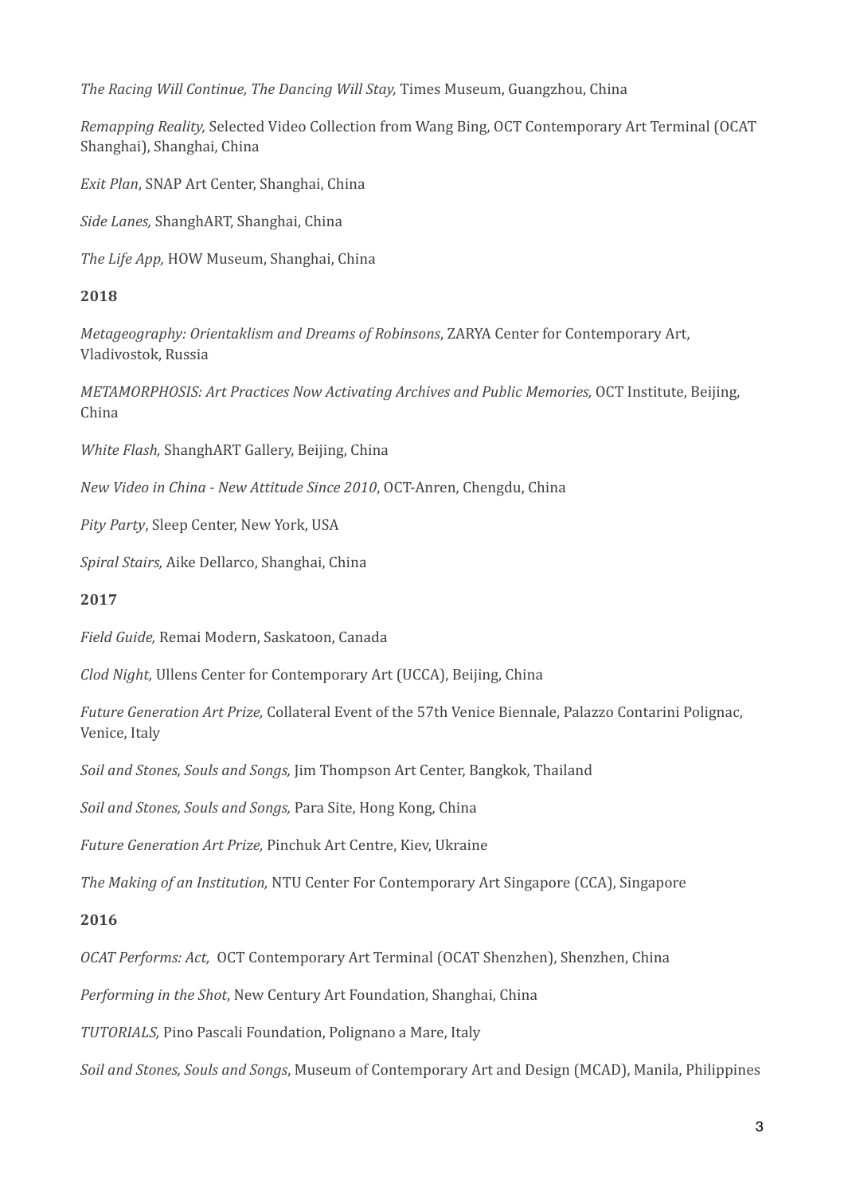*The Racing Will Continue, The Dancing Will Stay,* Times Museum, Guangzhou, China

*Remapping Reality,* Selected Video Collection from Wang Bing, OCT Contemporary Art Terminal (OCAT Shanghai), Shanghai, China

*Exit Plan*, SNAP Art Center, Shanghai, China

*Side Lanes,* ShanghART, Shanghai, China

*The Life App,* HOW Museum, Shanghai, China

**2018**

*Metageography: Orientaklism and Dreams of Robinsons*, ZARYA Center for Contemporary Art, Vladivostok, Russia

*METAMORPHOSIS: Art Practices Now Activating Archives and Public Memories,* OCT Institute, Beijing, China

*White Flash,* ShanghART Gallery, Beijing, China

*New Video in China - New Attitude Since 2010*, OCT-Anren, Chengdu, China

*Pity Party*, Sleep Center, New York, USA

*Spiral Stairs,* Aike Dellarco, Shanghai, China

**2017**

*Field Guide,* Remai Modern, Saskatoon, Canada

*Clod Night,* Ullens Center for Contemporary Art (UCCA), Beijing, China

*Future Generation Art Prize,* Collateral Event of the 57th Venice Biennale, Palazzo Contarini Polignac, Venice, Italy

*Soil and Stones, Souls and Songs,* Jim Thompson Art Center, Bangkok, Thailand

*Soil and Stones, Souls and Songs,* Para Site, Hong Kong, China

*Future Generation Art Prize,* Pinchuk Art Centre, Kiev, Ukraine

*The Making of an Institution,* NTU Center For Contemporary Art Singapore (CCA), Singapore

**2016**

*OCAT Performs: Act,* OCT Contemporary Art Terminal (OCAT Shenzhen), Shenzhen, China

*Performing in the Shot*, New Century Art Foundation, Shanghai, China

*TUTORIALS,* Pino Pascali Foundation, Polignano a Mare, Italy

*Soil and Stones, Souls and Songs*, Museum of Contemporary Art and Design (MCAD), Manila, Philippines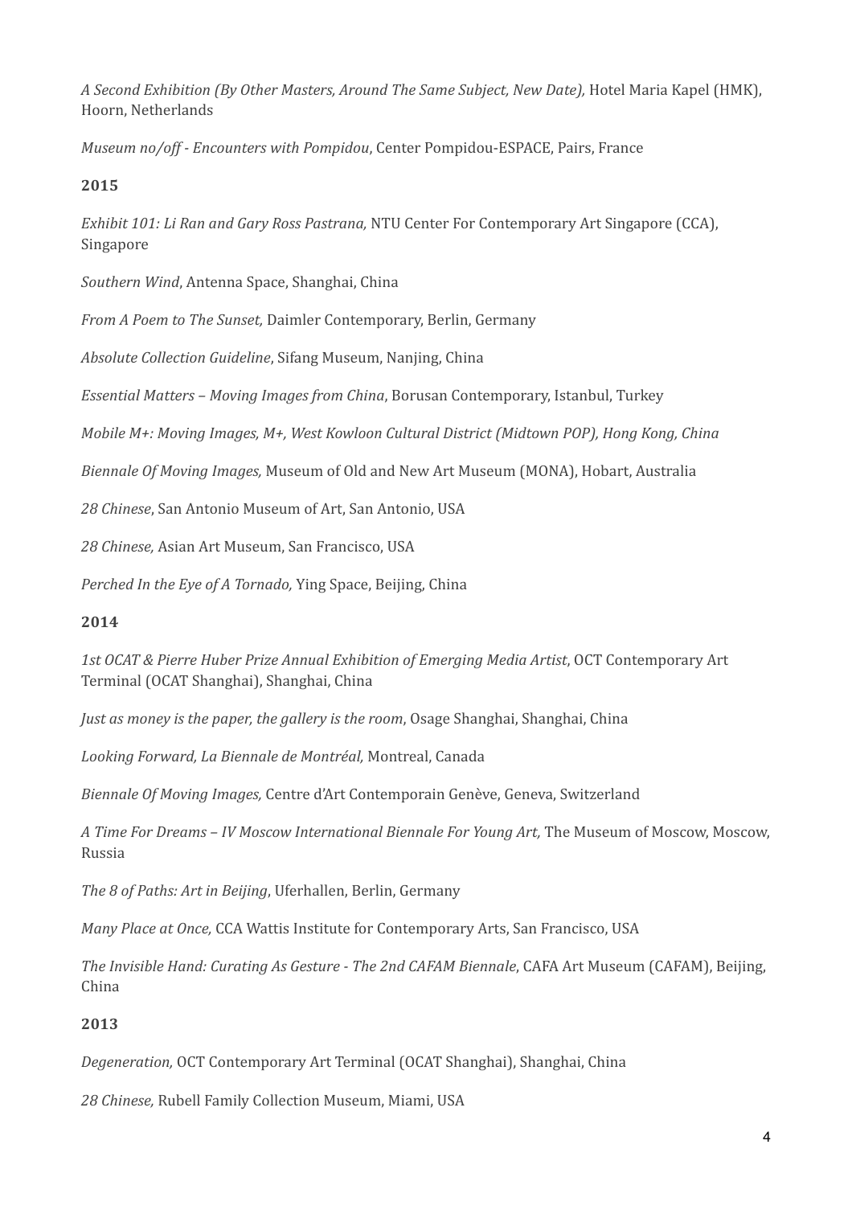*A Second Exhibition (By Other Masters, Around The Same Subject, New Date),* Hotel Maria Kapel (HMK), Hoorn, Netherlands

*Museum no/off - Encounters with Pompidou*, Center Pompidou-ESPACE, Pairs, France

**2015**

*Exhibit 101: Li Ran and Gary Ross Pastrana,* NTU Center For Contemporary Art Singapore (CCA), Singapore

*Southern Wind*, Antenna Space, Shanghai, China

*From A Poem to The Sunset,* Daimler Contemporary, Berlin, Germany

*Absolute Collection Guideline*, Sifang Museum, Nanjing, China

*Essential Matters – Moving Images from China*, Borusan Contemporary, Istanbul, Turkey

*Mobile M+: Moving Images, M+, West Kowloon Cultural District (Midtown POP), Hong Kong, China*

*Biennale Of Moving Images,* Museum of Old and New Art Museum (MONA), Hobart, Australia

*28 Chinese*, San Antonio Museum of Art, San Antonio, USA

*28 Chinese,* Asian Art Museum, San Francisco, USA

*Perched In the Eye of A Tornado,* Ying Space, Beijing, China

**2014**

*1st OCAT & Pierre Huber Prize Annual Exhibition of Emerging Media Artist*, OCT Contemporary Art Terminal (OCAT Shanghai), Shanghai, China

*Just as money is the paper, the gallery is the room*, Osage Shanghai, Shanghai, China

*Looking Forward, La Biennale de Montréal,* Montreal, Canada

*Biennale Of Moving Images,* Centre d'Art Contemporain Genève, Geneva, Switzerland

*A Time For Dreams – IV Moscow International Biennale For Young Art,* The Museum of Moscow, Moscow, Russia

*The 8 of Paths: Art in Beijing*, Uferhallen, Berlin, Germany

*Many Place at Once,* CCA Wattis Institute for Contemporary Arts, San Francisco, USA

*The Invisible Hand: Curating As Gesture - The 2nd CAFAM Biennale*, CAFA Art Museum (CAFAM), Beijing, China

**2013**

*Degeneration,* OCT Contemporary Art Terminal (OCAT Shanghai), Shanghai, China

*28 Chinese,* Rubell Family Collection Museum, Miami, USA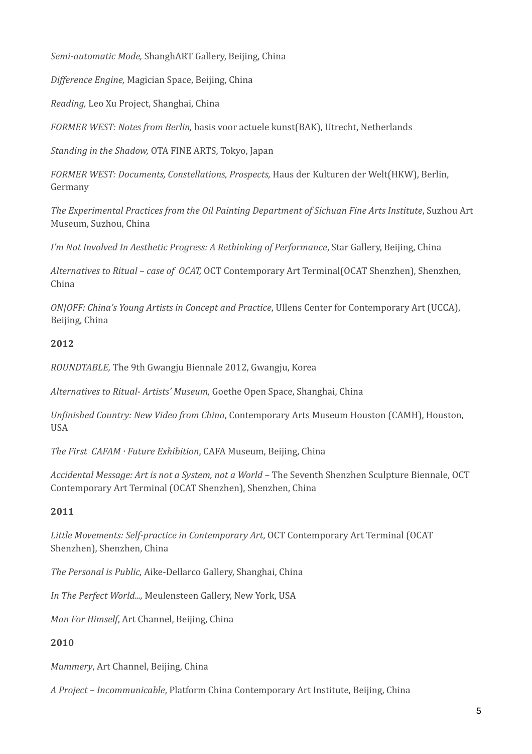*Semi-automatic Mode,* ShanghART Gallery, Beijing, China

*Difference Engine,* Magician Space, Beijing, China

*Reading,* Leo Xu Project, Shanghai, China

*FORMER WEST: Notes from Berlin,* basis voor actuele kunst(BAK), Utrecht, Netherlands

*Standing in the Shadow,* OTA FINE ARTS, Tokyo, Japan

*FORMER WEST: Documents, Constellations, Prospects,* Haus der Kulturen der Welt(HKW), Berlin, Germany

*The Experimental Practices from the Oil Painting Department of Sichuan Fine Arts Institute*, Suzhou Art Museum, Suzhou, China

*I'm Not Involved In Aesthetic Progress: A Rethinking of Performance*, Star Gallery, Beijing, China

*Alternatives to Ritual – case of OCAT,* OCT Contemporary Art Terminal(OCAT Shenzhen), Shenzhen, China

*ON|OFF: China's Young Artists in Concept and Practice*, Ullens Center for Contemporary Art (UCCA), Beijing, China

**2012**

*ROUNDTABLE,* The 9th Gwangju Biennale 2012, Gwangju, Korea

*Alternatives to Ritual- Artists' Museum,* Goethe Open Space, Shanghai, China

*Unfinished Country: New Video from China*, Contemporary Arts Museum Houston (CAMH), Houston, USA

*The First CAFAM · Future Exhibition*, CAFA Museum, Beijing, China

*Accidental Message: Art is not a System, not a World* – The Seventh Shenzhen Sculpture Biennale, OCT Contemporary Art Terminal (OCAT Shenzhen), Shenzhen, China

**2011**

*Little Movements: Self-practice in Contemporary Art*, OCT Contemporary Art Terminal (OCAT Shenzhen), Shenzhen, China

*The Personal is Public,* Aike-Dellarco Gallery, Shanghai, China

*In The Perfect World...,* Meulensteen Gallery, New York, USA

*Man For Himself*, Art Channel, Beijing, China

**2010**

*Mummery*, Art Channel, Beijing, China

*A Project – Incommunicable*, Platform China Contemporary Art Institute, Beijing, China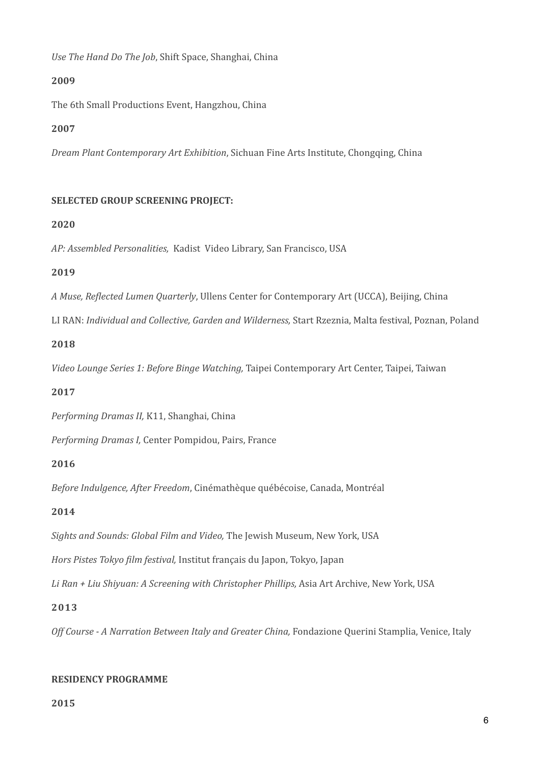*Use The Hand Do The Job*, Shift Space, Shanghai, China

**2009**

The 6th Small Productions Event, Hangzhou, China

**2007**

*Dream Plant Contemporary Art Exhibition*, Sichuan Fine Arts Institute, Chongqing, China

**SELECTED GROUP SCREENING PROJECT:**

**2020**

*AP: Assembled Personalities,* Kadist Video Library, San Francisco, USA

**2019**

*A Muse, Reflected Lumen Quarterly*, Ullens Center for Contemporary Art (UCCA), Beijing, China

LI RAN: *Individual and Collective, Garden and Wilderness,* Start Rzeznia, Malta festival, Poznan, Poland

**2018**

*Video Lounge Series 1: Before Binge Watching,* Taipei Contemporary Art Center, Taipei, Taiwan

**2017**

*Performing Dramas II,* K11, Shanghai, China

*Performing Dramas I,* Center Pompidou, Pairs, France

**2016**

*Before Indulgence, After Freedom*, Cinémathèque québécoise, Canada, Montréal

**2014**

*Sights and Sounds: Global Film and Video,* The Jewish Museum, New York, USA

*Hors Pistes Tokyo film festival,* Institut français du Japon, Tokyo, Japan

*Li Ran + Liu Shiyuan: A Screening with Christopher Phillips,* Asia Art Archive, New York, USA

**2013**

*Off Course - A Narration Between Italy and Greater China,* Fondazione Querini Stamplia, Venice, Italy

**RESIDENCY PROGRAMME**

**2015**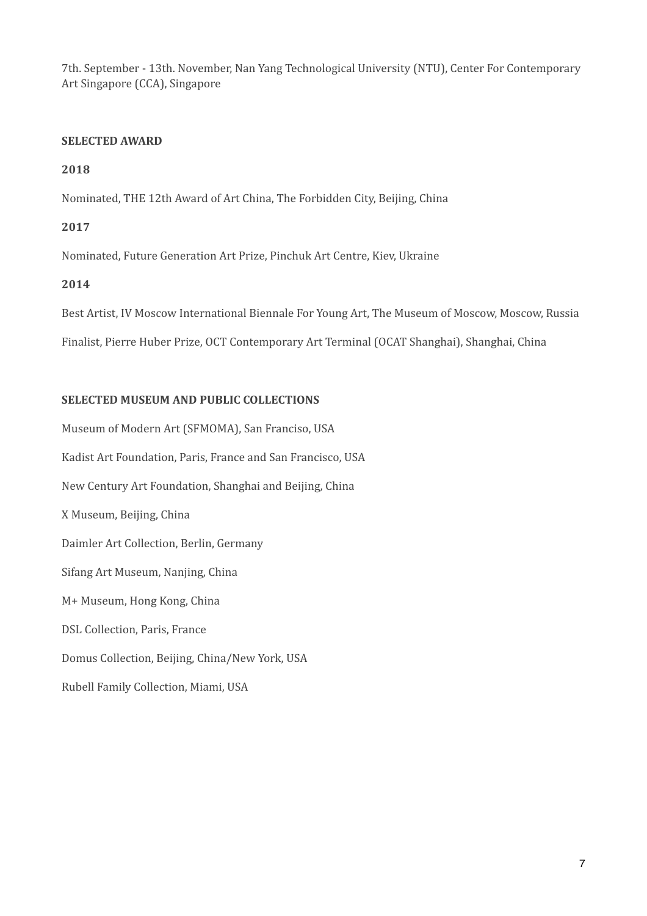7th. September - 13th. November, Nan Yang Technological University (NTU), Center For Contemporary Art Singapore (CCA), Singapore

## SELECTED AWARD

**2018**

Nominated, THE 12th Award of Art China, The Forbidden City, Beijing, China

**2017**

Nominated, Future Generation Art Prize, Pinchuk Art Centre, Kiev, Ukraine

**2014**

Best Artist, IV Moscow International Biennale For Young Art, The Museum of Moscow, Moscow, Russia

Finalist, Pierre Huber Prize, OCT Contemporary Art Terminal (OCAT Shanghai), Shanghai, China

## SELECTED MUSEUM AND PUBLIC COLLECTIONS

Museum of Modern Art (SFMOMA), San Franciso, USA

Kadist Art Foundation, Paris, France and San Francisco, USA

New Century Art Foundation, Shanghai and Beijing, China

X Museum, Beijing, China

Daimler Art Collection, Berlin, Germany

Sifang Art Museum, Nanjing, China

M+ Museum, Hong Kong, China

DSL Collection, Paris, France

Domus Collection, Beijing, China/New York, USA

Rubell Family Collection, Miami, USA